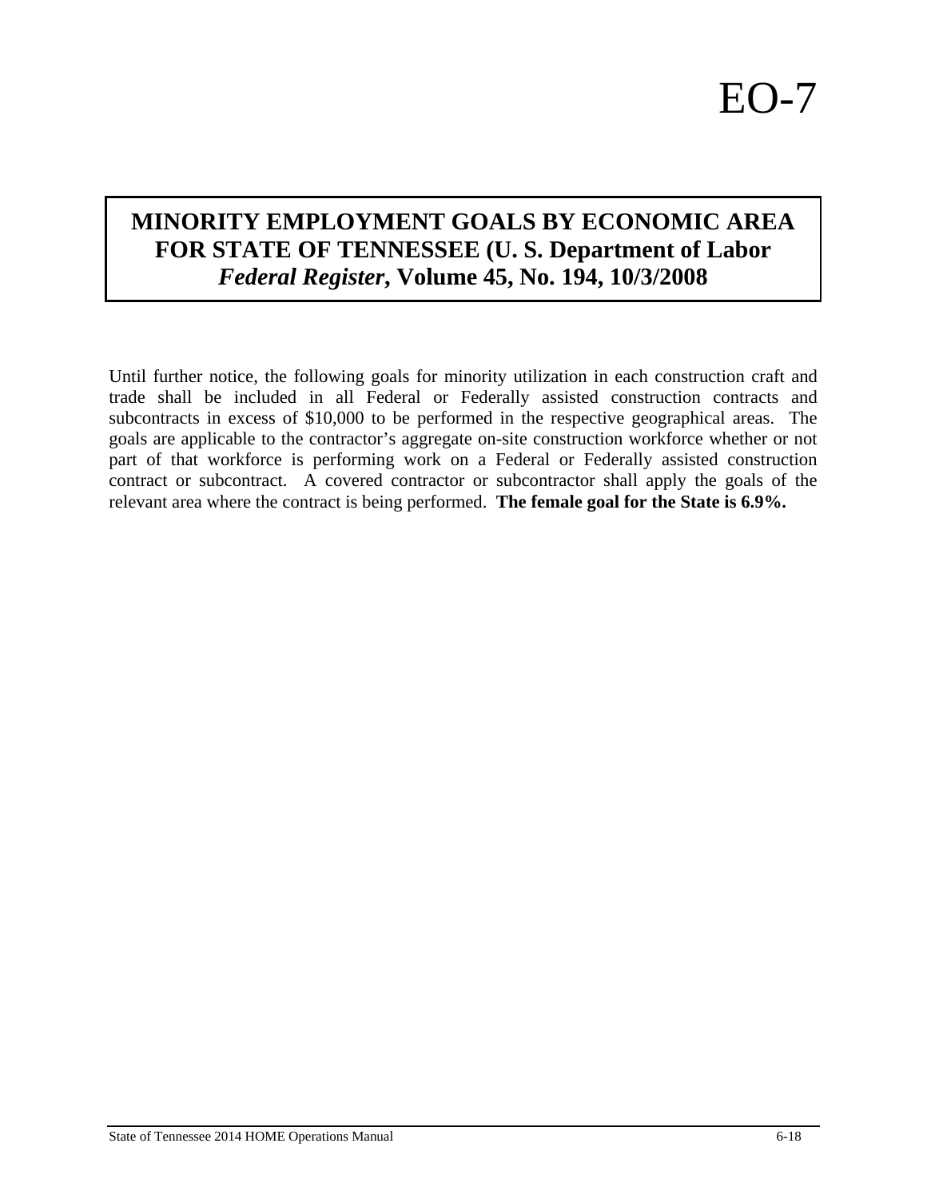# EO-7

## MINORITY EMPLOYMENT GOALS BY ECONOMIC AREA FOR STATE OF TENNESSEE (U. S. Department of Labor *Federal Register*, Volume 45, No. 194, 10/3/2008

Until further notice, the following goals for minority utilization in each construction craft and trade shall be included in all Federal or Federally assisted construction contracts and subcontracts in excess of $10,000 to be performed in the respective geographical areas. The goals are applicable to the contractor's aggregate on-site construction workforce whether or not part of that workforce is performing work on a Federal or Federally assisted construction contract or subcontract. A covered contractor or subcontractor shall apply the goals of the relevant area where the contract is being performed. **The female goal for the State is 6.9%.**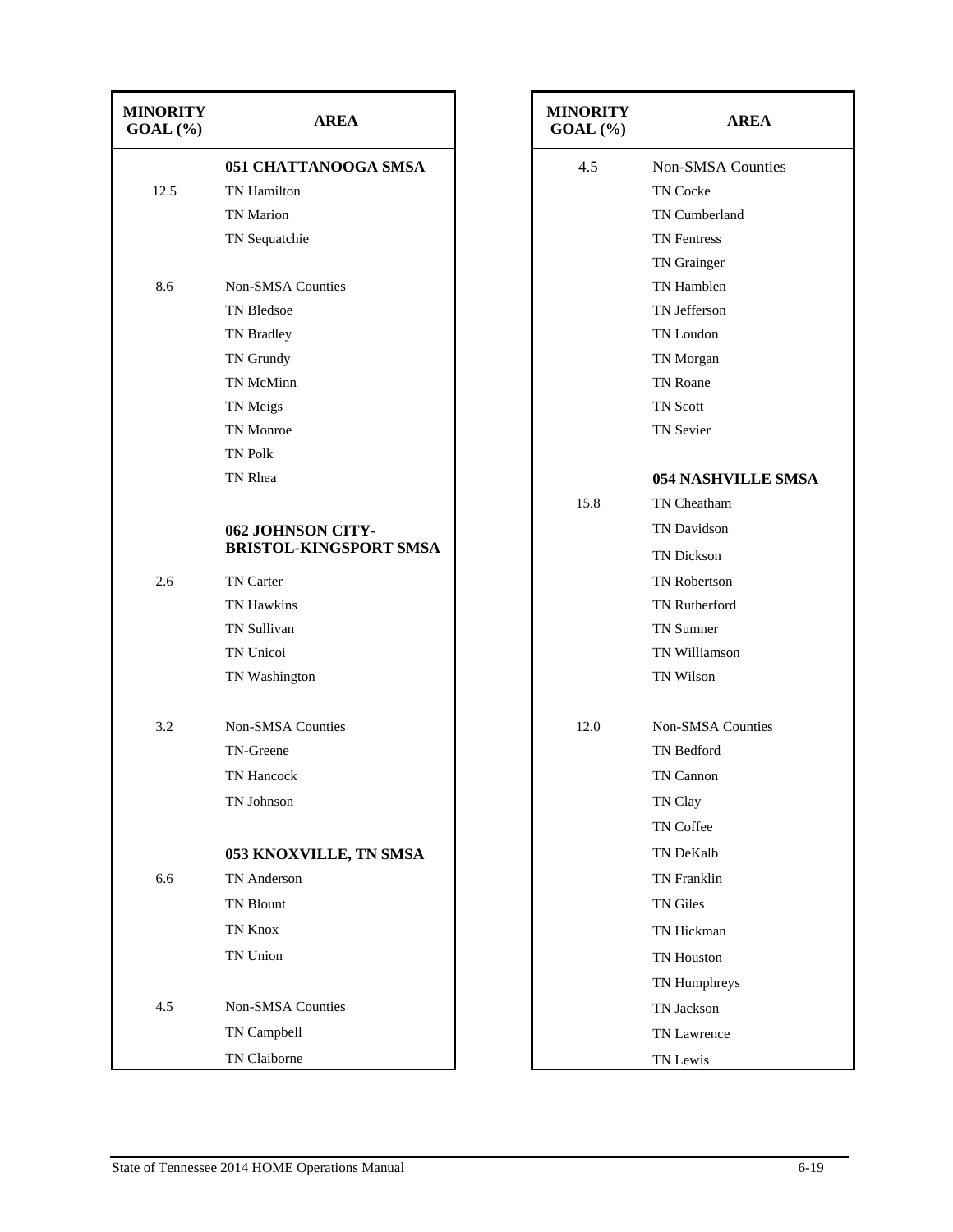| MINORITY GOAL (%) | AREA |
|---|---|
| | **051 CHATTANOOGA SMSA** |
| 12.5 | TN Hamilton |
| | TN Marion |
| | TN Sequatchie |
| | |
| 8.6 | Non-SMSA Counties |
| | TN Bledsoe |
| | TN Bradley |
| | TN Grundy |
| | TN McMinn |
| | TN Meigs |
| | TN Monroe |
| | TN Polk |
| | TN Rhea |
| | |
| | **062 JOHNSON CITY-BRISTOL-KINGSPORT SMSA** |
| 2.6 | TN Carter |
| | TN Hawkins |
| | TN Sullivan |
| | TN Unicoi |
| | TN Washington |
| | |
| 3.2 | Non-SMSA Counties |
| | TN-Greene |
| | TN Hancock |
| | TN Johnson |
| | |
| | **053 KNOXVILLE, TN SMSA** |
| 6.6 | TN Anderson |
| | TN Blount |
| | TN Knox |
| | TN Union |
| | |
| 4.5 | Non-SMSA Counties |
| | TN Campbell |
| | TN Claiborne |

| MINORITY GOAL (%) | AREA |
|---|---|
| 4.5 | Non-SMSA Counties |
| | TN Cocke |
| | TN Cumberland |
| | TN Fentress |
| | TN Grainger |
| | TN Hamblen |
| | TN Jefferson |
| | TN Loudon |
| | TN Morgan |
| | TN Roane |
| | TN Scott |
| | TN Sevier |
| | |
| | **054 NASHVILLE SMSA** |
| 15.8 | TN Cheatham |
| | TN Davidson |
| | TN Dickson |
| | TN Robertson |
| | TN Rutherford |
| | TN Sumner |
| | TN Williamson |
| | TN Wilson |
| | |
| 12.0 | Non-SMSA Counties |
| | TN Bedford |
| | TN Cannon |
| | TN Clay |
| | TN Coffee |
| | TN DeKalb |
| | TN Franklin |
| | TN Giles |
| | TN Hickman |
| | TN Houston |
| | TN Humphreys |
| | TN Jackson |
| | TN Lawrence |
| | TN Lewis |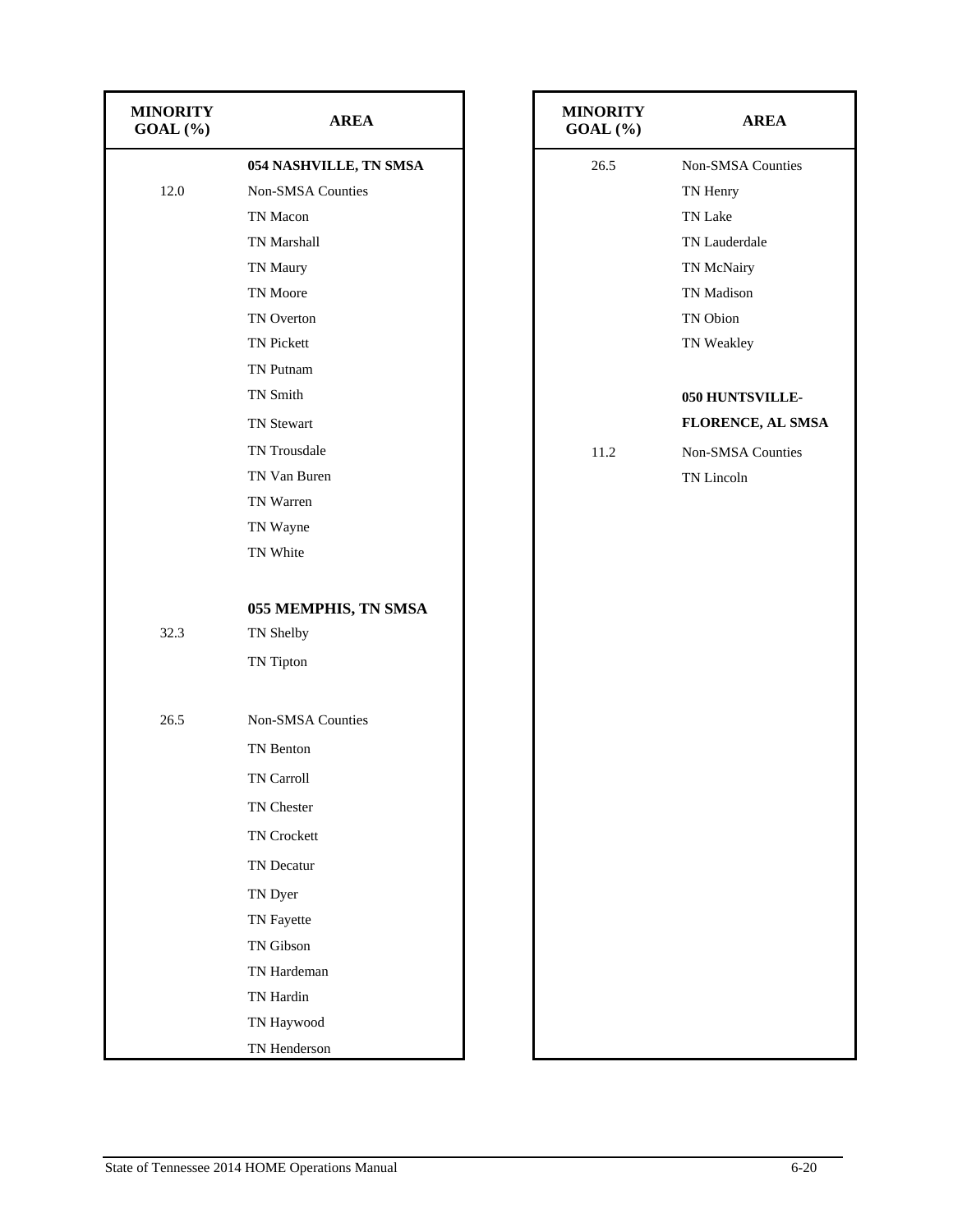| MINORITY GOAL (%) | AREA |
|---|---|
| | **054 NASHVILLE, TN SMSA** |
| 12.0 | Non-SMSA Counties |
| | TN Macon |
| | TN Marshall |
| | TN Maury |
| | TN Moore |
| | TN Overton |
| | TN Pickett |
| | TN Putnam |
| | TN Smith |
| | TN Stewart |
| | TN Trousdale |
| | TN Van Buren |
| | TN Warren |
| | TN Wayne |
| | TN White |
| | |
| | **055 MEMPHIS, TN SMSA** |
| 32.3 | TN Shelby |
| | TN Tipton |
| | |
| 26.5 | Non-SMSA Counties |
| | TN Benton |
| | TN Carroll |
| | TN Chester |
| | TN Crockett |
| | TN Decatur |
| | TN Dyer |
| | TN Fayette |
| | TN Gibson |
| | TN Hardeman |
| | TN Hardin |
| | TN Haywood |
| | TN Henderson |

| MINORITY GOAL (%) | AREA |
|---|---|
| 26.5 | Non-SMSA Counties |
| | TN Henry |
| | TN Lake |
| | TN Lauderdale |
| | TN McNairy |
| | TN Madison |
| | TN Obion |
| | TN Weakley |
| | |
| | **050 HUNTSVILLE-FLORENCE, AL SMSA** |
| 11.2 | Non-SMSA Counties |
| | TN Lincoln |